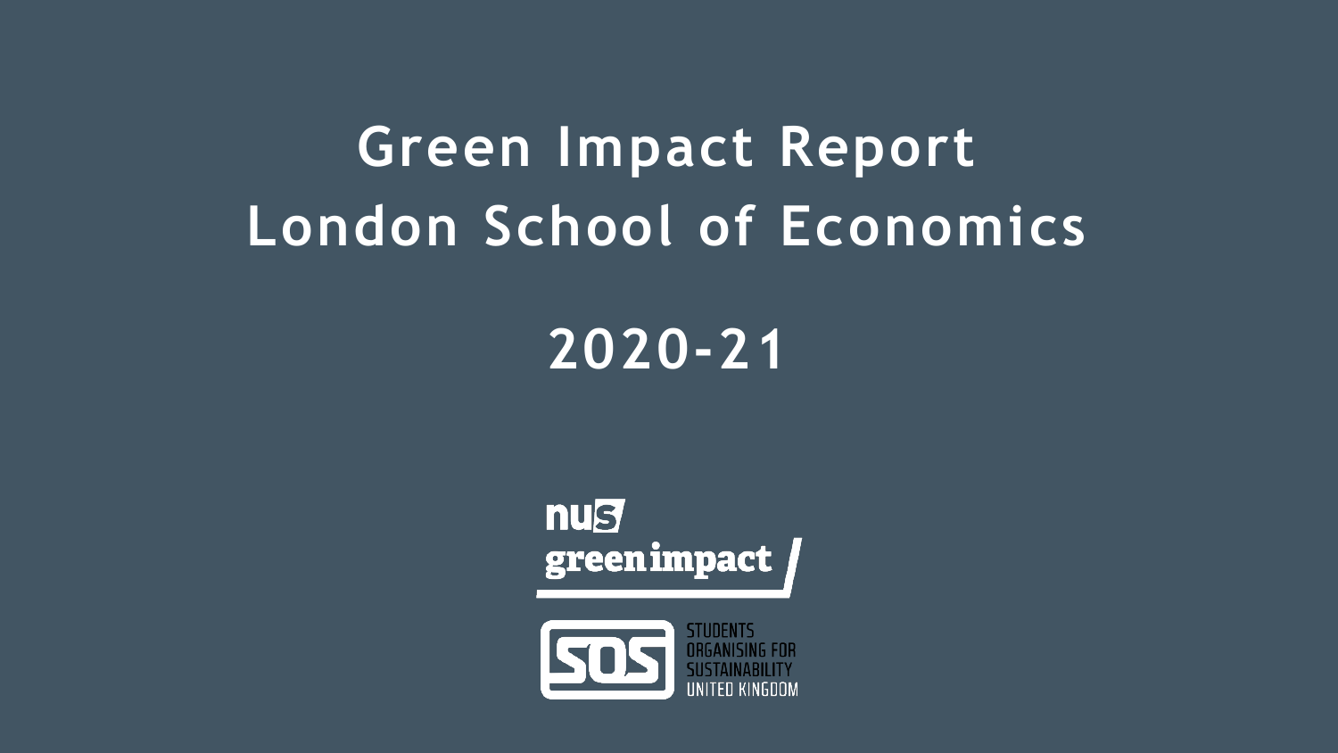# Green Impact Report
# London School of Economics

## 2020-21

nus greenimpact

SOS STUDENTS ORGANISING FOR SUSTAINABILITY UNITED KINGDOM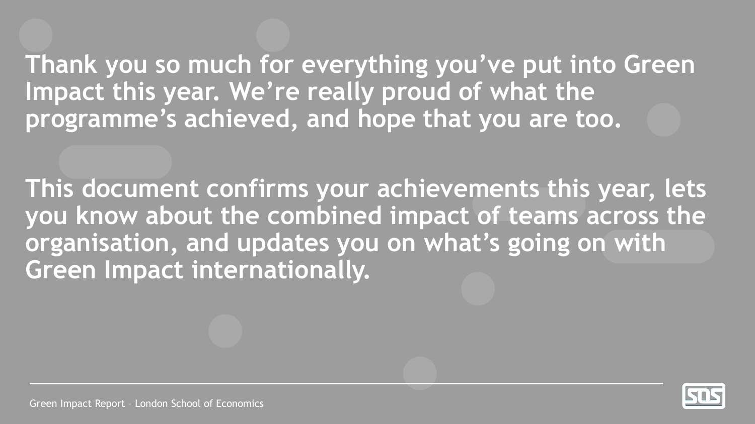**Thank you so much for everything you've put into Green Impact this year. We're really proud of what the programme's achieved, and hope that you are too.**

**This document confirms your achievements this year, lets you know about the combined impact of teams across the organisation, and updates you on what's going on with Green Impact internationally.**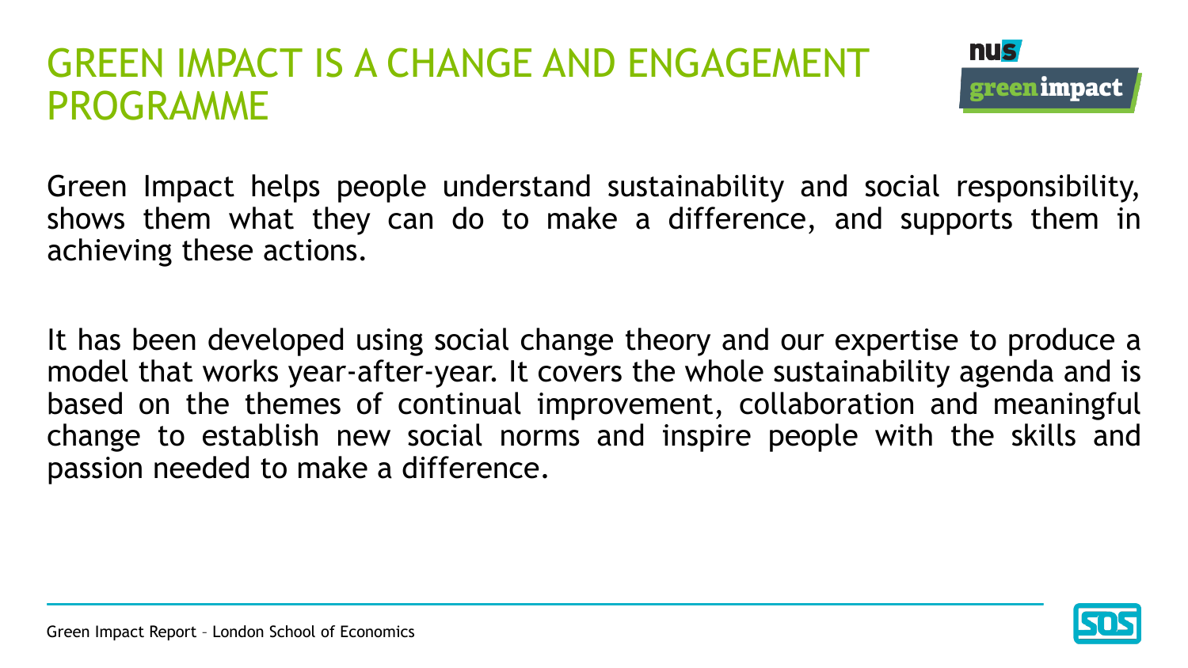# GREEN IMPACT IS A CHANGE AND ENGAGEMENT PROGRAMME

Green Impact helps people understand sustainability and social responsibility, shows them what they can do to make a difference, and supports them in achieving these actions.

It has been developed using social change theory and our expertise to produce a model that works year-after-year. It covers the whole sustainability agenda and is based on the themes of continual improvement, collaboration and meaningful change to establish new social norms and inspire people with the skills and passion needed to make a difference.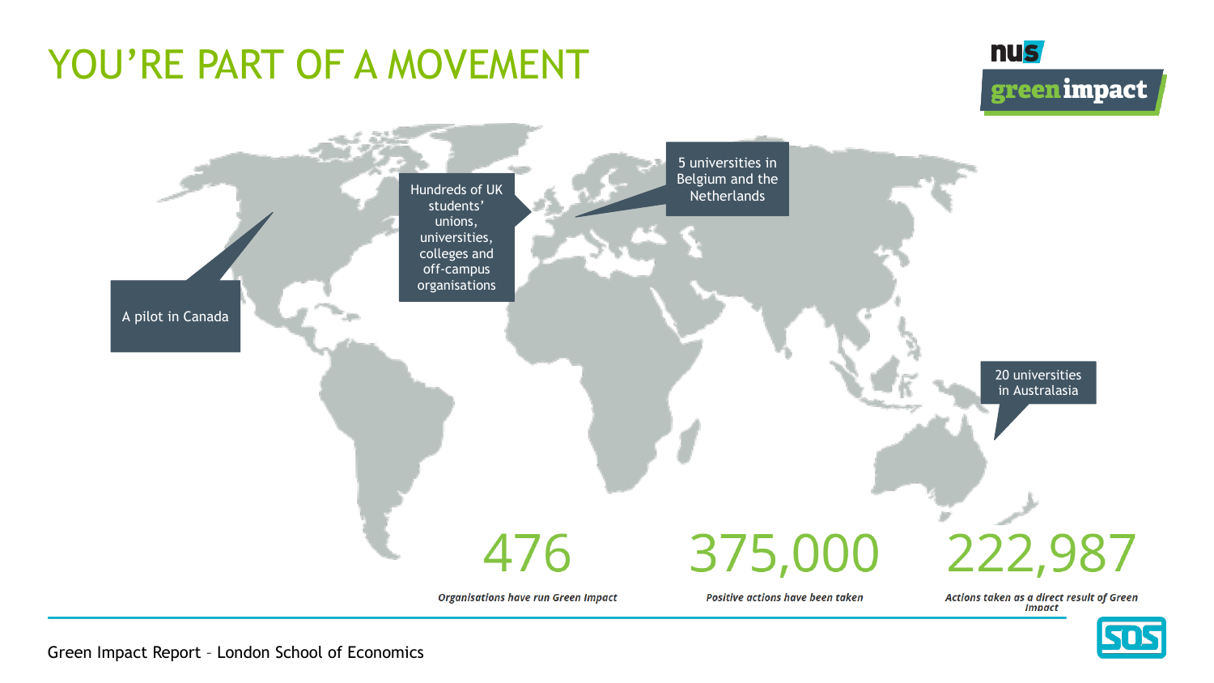# YOU'RE PART OF A MOVEMENT

A pilot in Canada

Hundreds of UK students' unions, universities, colleges and off-campus organisations

5 universities in Belgium and the Netherlands

20 universities in Australasia

**476**

***Organisations have run Green Impact***

**375,000**

***Positive actions have been taken***

**222,987**

***Actions taken as a direct result of Green Impact***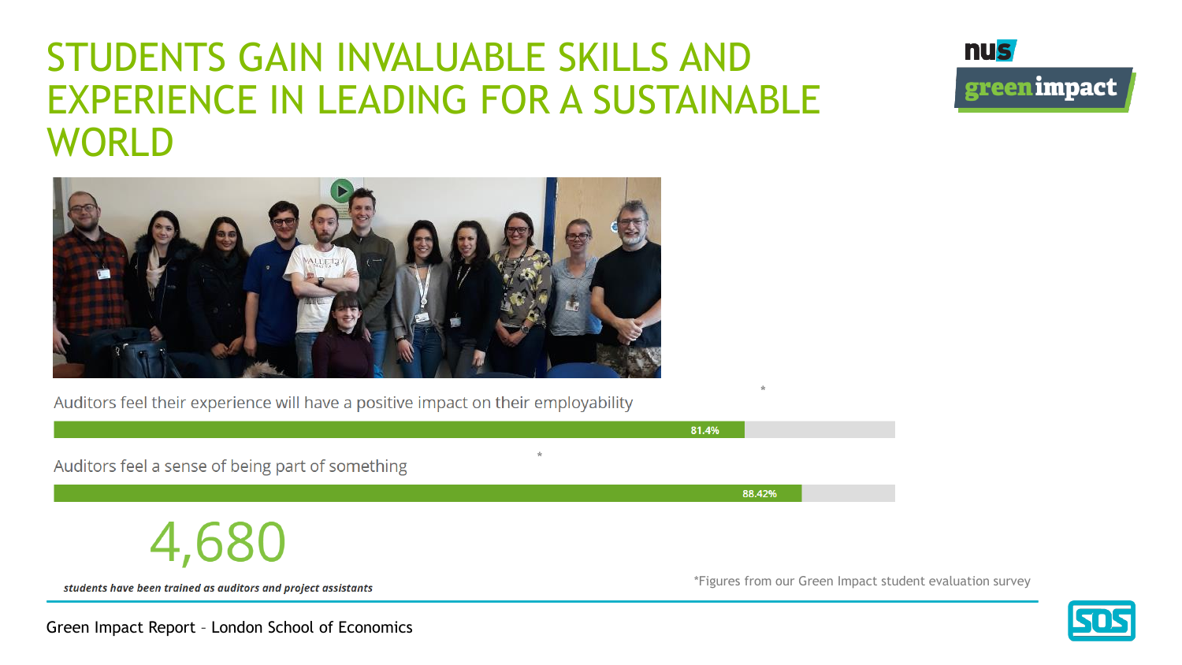# STUDENTS GAIN INVALUABLE SKILLS AND EXPERIENCE IN LEADING FOR A SUSTAINABLE WORLD

Auditors feel their experience will have a positive impact on their employability *

81.4%

Auditors feel a sense of being part of something *

88.42%

4,680

***students have been trained as auditors and project assistants***

*Figures from our Green Impact student evaluation survey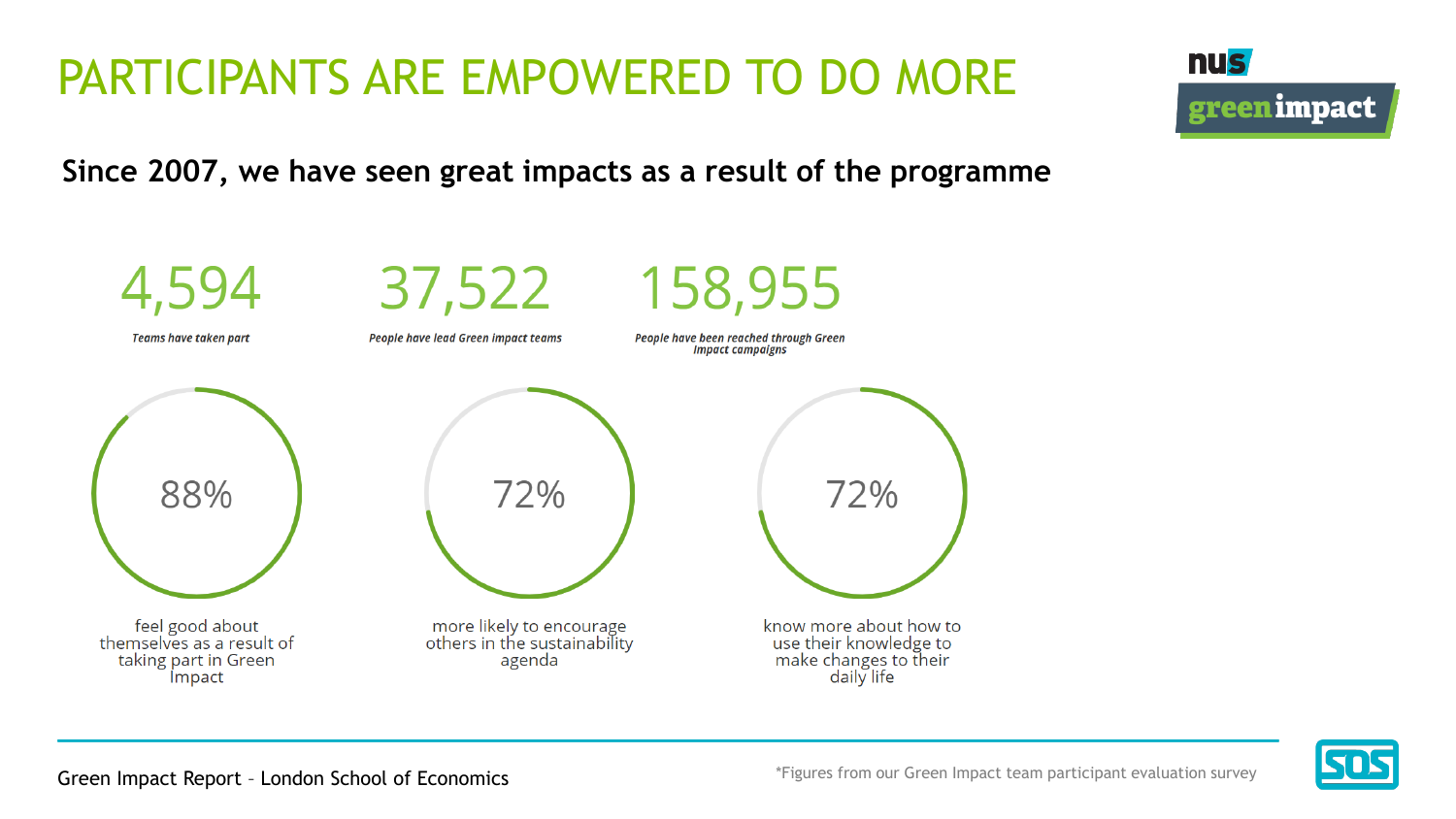# PARTICIPANTS ARE EMPOWERED TO DO MORE

**Since 2007, we have seen great impacts as a result of the programme**

**4,594**
*Teams have taken part*

**37,522**
*People have lead Green Impact teams*

**158,955**
*People have been reached through Green Impact campaigns*

**88%**
feel good about themselves as a result of taking part in Green Impact

**72%**
more likely to encourage others in the sustainability agenda

**72%**
know more about how to use their knowledge to make changes to their daily life

*Figures from our Green Impact team participant evaluation survey

Green Impact Report – London School of Economics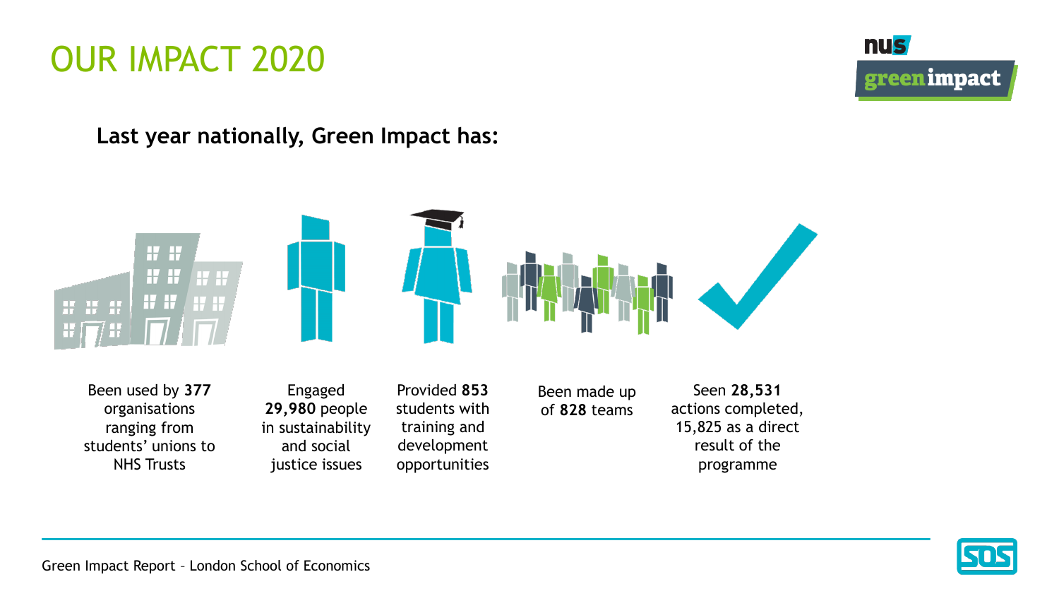# OUR IMPACT 2020

**Last year nationally, Green Impact has:**

- Been used by **377** organisations ranging from students' unions to NHS Trusts
- Engaged **29,980** people in sustainability and social justice issues
- Provided **853** students with training and development opportunities
- Been made up of **828** teams
- Seen **28,531** actions completed, 15,825 as a direct result of the programme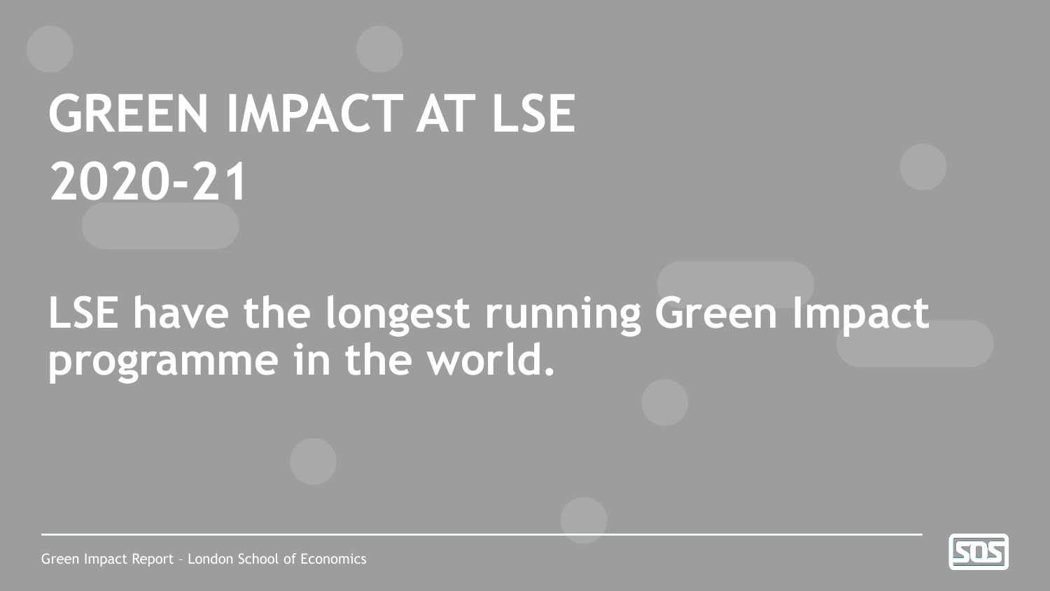# GREEN IMPACT AT LSE 2020-21

## LSE have the longest running Green Impact programme in the world.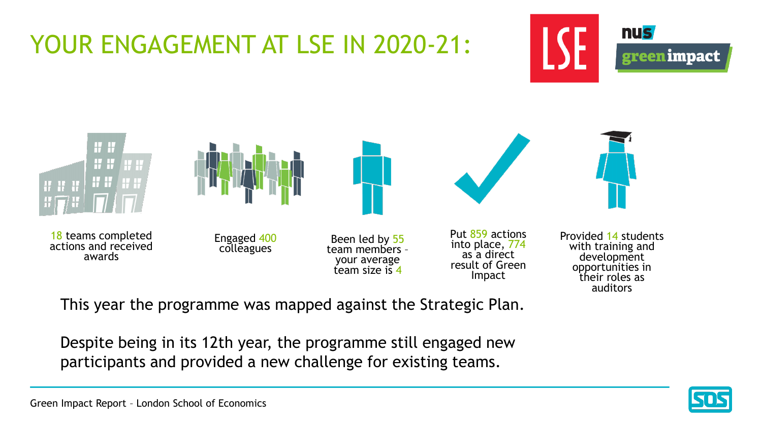# YOUR ENGAGEMENT AT LSE IN 2020-21:

- 18 teams completed actions and received awards
- Engaged 400 colleagues
- Been led by 55 team members – your average team size is 4
- Put 859 actions into place, 774 as a direct result of Green Impact
- Provided 14 students with training and development opportunities in their roles as auditors

This year the programme was mapped against the Strategic Plan.

Despite being in its 12th year, the programme still engaged new participants and provided a new challenge for existing teams.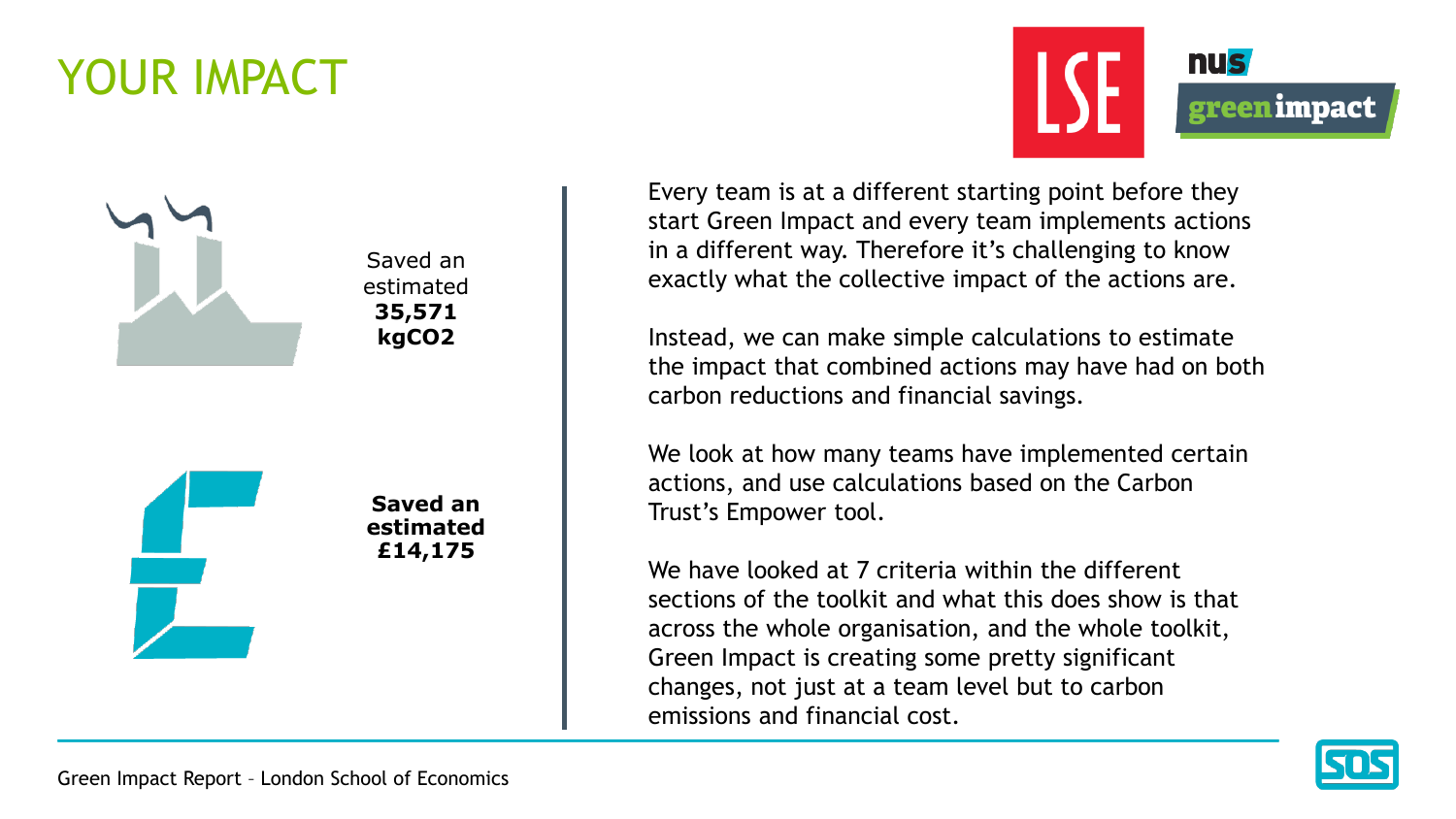# YOUR IMPACT

Saved an estimated **35,571 $kgCO_2$**

**Saved an estimated £14,175**

Every team is at a different starting point before they start Green Impact and every team implements actions in a different way. Therefore it's challenging to know exactly what the collective impact of the actions are.

Instead, we can make simple calculations to estimate the impact that combined actions may have had on both carbon reductions and financial savings.

We look at how many teams have implemented certain actions, and use calculations based on the Carbon Trust's Empower tool.

We have looked at 7 criteria within the different sections of the toolkit and what this does show is that across the whole organisation, and the whole toolkit, Green Impact is creating some pretty significant changes, not just at a team level but to carbon emissions and financial cost.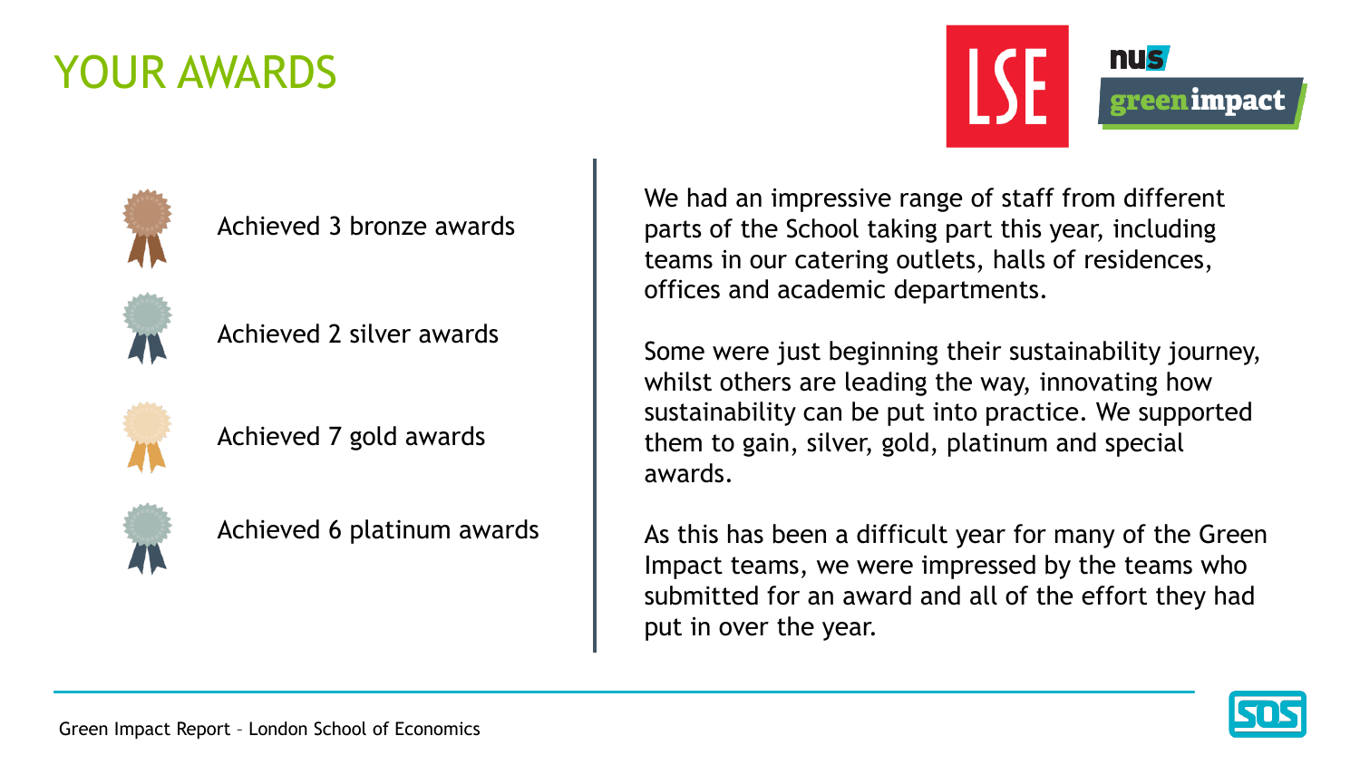# YOUR AWARDS

- Achieved 3 bronze awards
- Achieved 2 silver awards
- Achieved 7 gold awards
- Achieved 6 platinum awards

We had an impressive range of staff from different parts of the School taking part this year, including teams in our catering outlets, halls of residences, offices and academic departments.

Some were just beginning their sustainability journey, whilst others are leading the way, innovating how sustainability can be put into practice. We supported them to gain, silver, gold, platinum and special awards.

As this has been a difficult year for many of the Green Impact teams, we were impressed by the teams who submitted for an award and all of the effort they had put in over the year.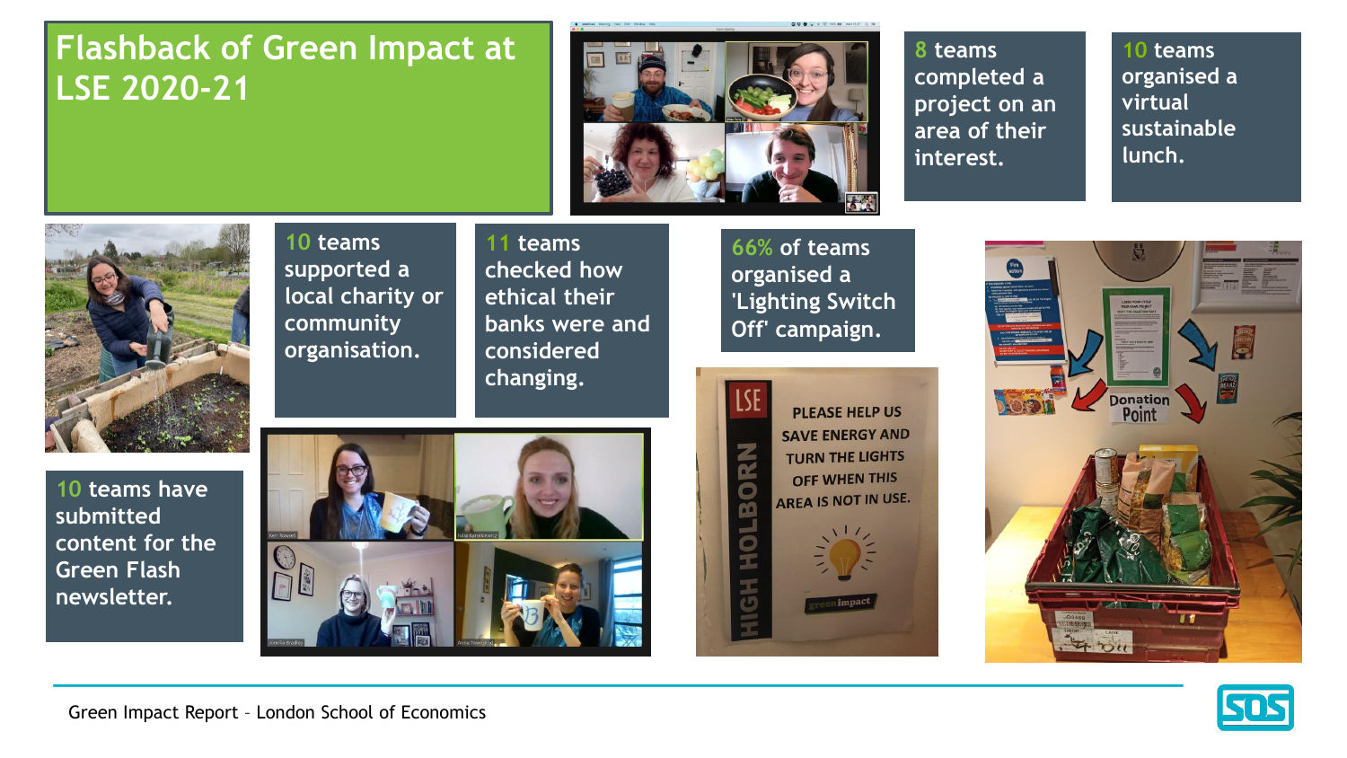# Flashback of Green Impact at LSE 2020-21

8 teams completed a project on an area of their interest.

10 teams organised a virtual sustainable lunch.

10 teams supported a local charity or community organisation.

11 teams checked how ethical their banks were and considered changing.

66% of teams organised a 'Lighting Switch Off' campaign.

10 teams have submitted content for the Green Flash newsletter.

Green Impact Report – London School of Economics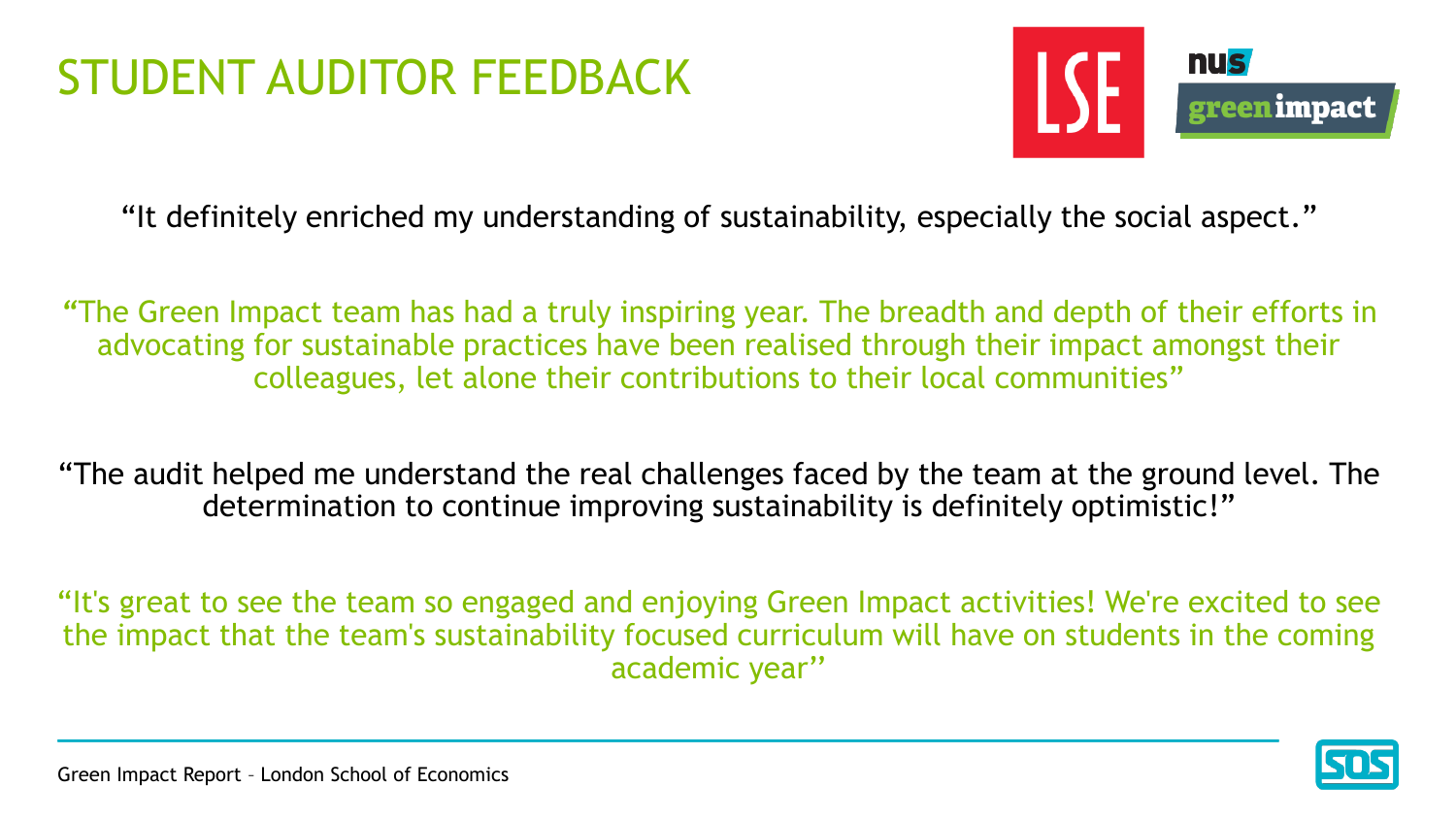# STUDENT AUDITOR FEEDBACK

"It definitely enriched my understanding of sustainability, especially the social aspect."

"The Green Impact team has had a truly inspiring year. The breadth and depth of their efforts in advocating for sustainable practices have been realised through their impact amongst their colleagues, let alone their contributions to their local communities"

"The audit helped me understand the real challenges faced by the team at the ground level. The determination to continue improving sustainability is definitely optimistic!"

"It's great to see the team so engaged and enjoying Green Impact activities! We're excited to see the impact that the team's sustainability focused curriculum will have on students in the coming academic year"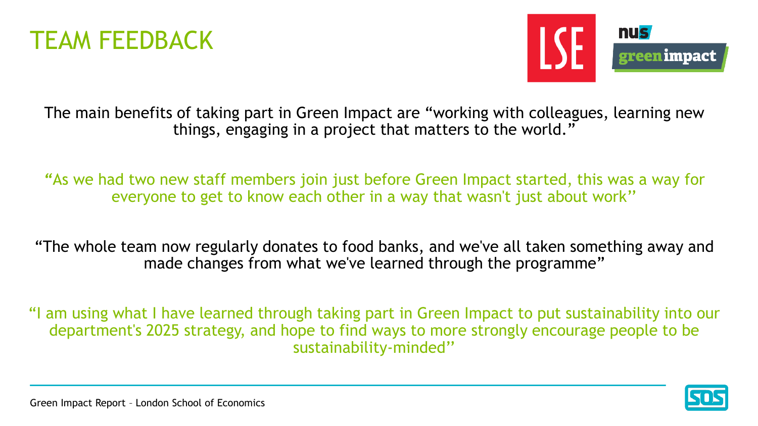# TEAM FEEDBACK

The main benefits of taking part in Green Impact are “working with colleagues, learning new things, engaging in a project that matters to the world.”

“As we had two new staff members join just before Green Impact started, this was a way for everyone to get to know each other in a way that wasn't just about work”

“The whole team now regularly donates to food banks, and we've all taken something away and made changes from what we've learned through the programme”

“I am using what I have learned through taking part in Green Impact to put sustainability into our department's 2025 strategy, and hope to find ways to more strongly encourage people to be sustainability-minded”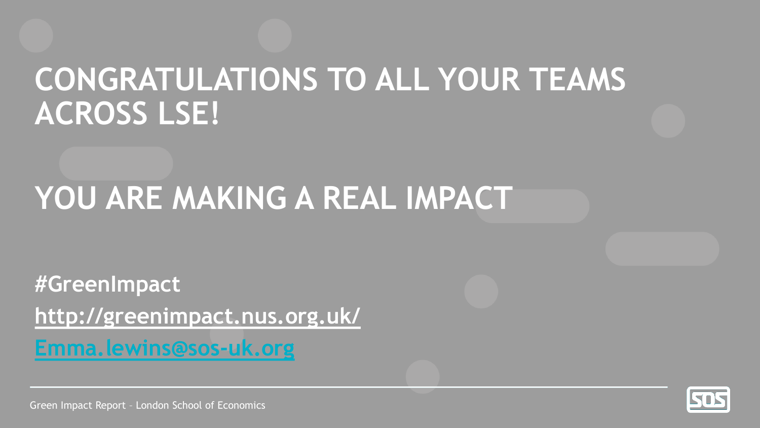# CONGRATULATIONS TO ALL YOUR TEAMS ACROSS LSE!

# YOU ARE MAKING A REAL IMPACT

**#GreenImpact**

**[http://greenimpact.nus.org.uk/](http://greenimpact.nus.org.uk/)**

**[Emma.lewins@sos-uk.org](mailto:Emma.lewins@sos-uk.org)**